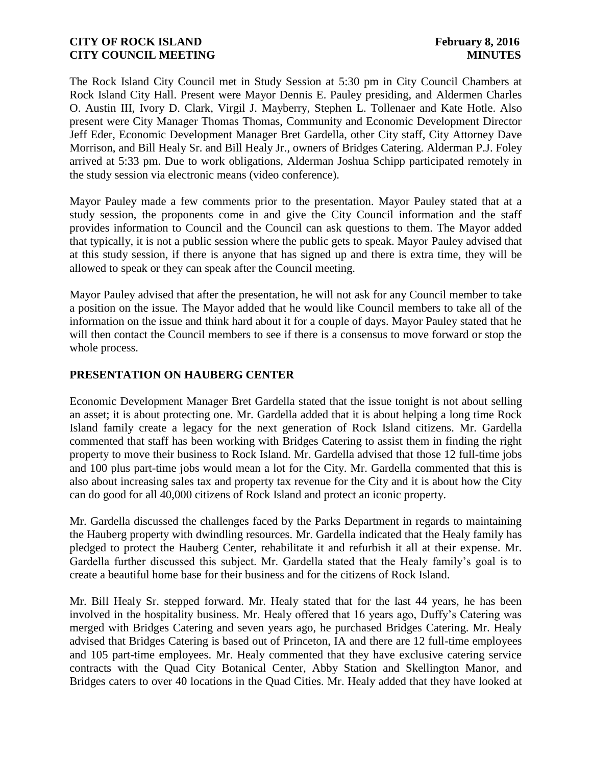The Rock Island City Council met in Study Session at 5:30 pm in City Council Chambers at Rock Island City Hall. Present were Mayor Dennis E. Pauley presiding, and Aldermen Charles O. Austin III, Ivory D. Clark, Virgil J. Mayberry, Stephen L. Tollenaer and Kate Hotle. Also present were City Manager Thomas Thomas, Community and Economic Development Director Jeff Eder, Economic Development Manager Bret Gardella, other City staff, City Attorney Dave Morrison, and Bill Healy Sr. and Bill Healy Jr., owners of Bridges Catering. Alderman P.J. Foley arrived at 5:33 pm. Due to work obligations, Alderman Joshua Schipp participated remotely in the study session via electronic means (video conference).

Mayor Pauley made a few comments prior to the presentation. Mayor Pauley stated that at a study session, the proponents come in and give the City Council information and the staff provides information to Council and the Council can ask questions to them. The Mayor added that typically, it is not a public session where the public gets to speak. Mayor Pauley advised that at this study session, if there is anyone that has signed up and there is extra time, they will be allowed to speak or they can speak after the Council meeting.

Mayor Pauley advised that after the presentation, he will not ask for any Council member to take a position on the issue. The Mayor added that he would like Council members to take all of the information on the issue and think hard about it for a couple of days. Mayor Pauley stated that he will then contact the Council members to see if there is a consensus to move forward or stop the whole process.

## PRESENTATION ON HAUBERG CENTER

Economic Development Manager Bret Gardella stated that the issue tonight is not about selling an asset; it is about protecting one. Mr. Gardella added that it is about helping a long time Rock Island family create a legacy for the next generation of Rock Island citizens. Mr. Gardella commented that staff has been working with Bridges Catering to assist them in finding the right property to move their business to Rock Island. Mr. Gardella advised that those 12 full-time jobs and 100 plus part-time jobs would mean a lot for the City. Mr. Gardella commented that this is also about increasing sales tax and property tax revenue for the City and it is about how the City can do good for all 40,000 citizens of Rock Island and protect an iconic property.

Mr. Gardella discussed the challenges faced by the Parks Department in regards to maintaining the Hauberg property with dwindling resources. Mr. Gardella indicated that the Healy family has pledged to protect the Hauberg Center, rehabilitate it and refurbish it all at their expense. Mr. Gardella further discussed this subject. Mr. Gardella stated that the Healy family's goal is to create a beautiful home base for their business and for the citizens of Rock Island.

Mr. Bill Healy Sr. stepped forward. Mr. Healy stated that for the last 44 years, he has been involved in the hospitality business. Mr. Healy offered that 16 years ago, Duffy's Catering was merged with Bridges Catering and seven years ago, he purchased Bridges Catering. Mr. Healy advised that Bridges Catering is based out of Princeton, IA and there are 12 full-time employees and 105 part-time employees. Mr. Healy commented that they have exclusive catering service contracts with the Quad City Botanical Center, Abby Station and Skellington Manor, and Bridges caters to over 40 locations in the Quad Cities. Mr. Healy added that they have looked at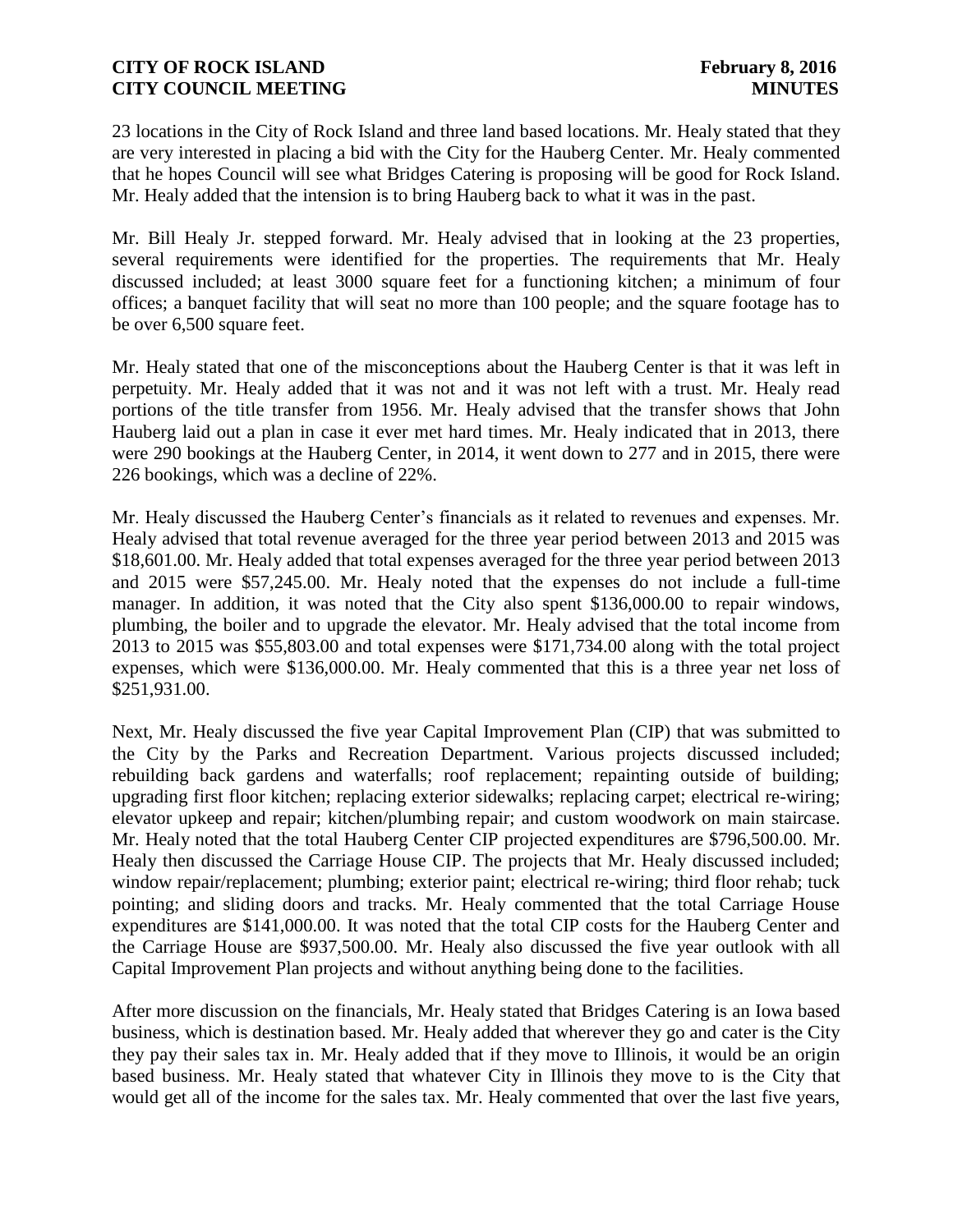23 locations in the City of Rock Island and three land based locations. Mr. Healy stated that they are very interested in placing a bid with the City for the Hauberg Center. Mr. Healy commented that he hopes Council will see what Bridges Catering is proposing will be good for Rock Island. Mr. Healy added that the intension is to bring Hauberg back to what it was in the past.

Mr. Bill Healy Jr. stepped forward. Mr. Healy advised that in looking at the 23 properties, several requirements were identified for the properties. The requirements that Mr. Healy discussed included; at least 3000 square feet for a functioning kitchen; a minimum of four offices; a banquet facility that will seat no more than 100 people; and the square footage has to be over 6,500 square feet.

Mr. Healy stated that one of the misconceptions about the Hauberg Center is that it was left in perpetuity. Mr. Healy added that it was not and it was not left with a trust. Mr. Healy read portions of the title transfer from 1956. Mr. Healy advised that the transfer shows that John Hauberg laid out a plan in case it ever met hard times. Mr. Healy indicated that in 2013, there were 290 bookings at the Hauberg Center, in 2014, it went down to 277 and in 2015, there were 226 bookings, which was a decline of 22%.

Mr. Healy discussed the Hauberg Center's financials as it related to revenues and expenses. Mr. Healy advised that total revenue averaged for the three year period between 2013 and 2015 was $18,601.00. Mr. Healy added that total expenses averaged for the three year period between 2013 and 2015 were $57,245.00. Mr. Healy noted that the expenses do not include a full-time manager. In addition, it was noted that the City also spent $136,000.00 to repair windows, plumbing, the boiler and to upgrade the elevator. Mr. Healy advised that the total income from 2013 to 2015 was $55,803.00 and total expenses were $171,734.00 along with the total project expenses, which were $136,000.00. Mr. Healy commented that this is a three year net loss of $251,931.00.

Next, Mr. Healy discussed the five year Capital Improvement Plan (CIP) that was submitted to the City by the Parks and Recreation Department. Various projects discussed included; rebuilding back gardens and waterfalls; roof replacement; repainting outside of building; upgrading first floor kitchen; replacing exterior sidewalks; replacing carpet; electrical re-wiring; elevator upkeep and repair; kitchen/plumbing repair; and custom woodwork on main staircase. Mr. Healy noted that the total Hauberg Center CIP projected expenditures are $796,500.00. Mr. Healy then discussed the Carriage House CIP. The projects that Mr. Healy discussed included; window repair/replacement; plumbing; exterior paint; electrical re-wiring; third floor rehab; tuck pointing; and sliding doors and tracks. Mr. Healy commented that the total Carriage House expenditures are $141,000.00. It was noted that the total CIP costs for the Hauberg Center and the Carriage House are $937,500.00. Mr. Healy also discussed the five year outlook with all Capital Improvement Plan projects and without anything being done to the facilities.

After more discussion on the financials, Mr. Healy stated that Bridges Catering is an Iowa based business, which is destination based. Mr. Healy added that wherever they go and cater is the City they pay their sales tax in. Mr. Healy added that if they move to Illinois, it would be an origin based business. Mr. Healy stated that whatever City in Illinois they move to is the City that would get all of the income for the sales tax. Mr. Healy commented that over the last five years,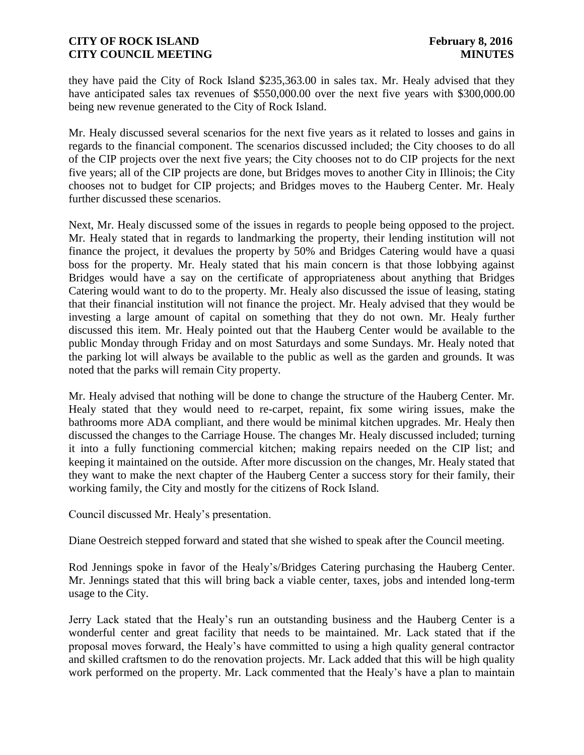they have paid the City of Rock Island $235,363.00 in sales tax. Mr. Healy advised that they have anticipated sales tax revenues of $550,000.00 over the next five years with $300,000.00 being new revenue generated to the City of Rock Island.

Mr. Healy discussed several scenarios for the next five years as it related to losses and gains in regards to the financial component. The scenarios discussed included; the City chooses to do all of the CIP projects over the next five years; the City chooses not to do CIP projects for the next five years; all of the CIP projects are done, but Bridges moves to another City in Illinois; the City chooses not to budget for CIP projects; and Bridges moves to the Hauberg Center. Mr. Healy further discussed these scenarios.

Next, Mr. Healy discussed some of the issues in regards to people being opposed to the project. Mr. Healy stated that in regards to landmarking the property, their lending institution will not finance the project, it devalues the property by 50% and Bridges Catering would have a quasi boss for the property. Mr. Healy stated that his main concern is that those lobbying against Bridges would have a say on the certificate of appropriateness about anything that Bridges Catering would want to do to the property. Mr. Healy also discussed the issue of leasing, stating that their financial institution will not finance the project. Mr. Healy advised that they would be investing a large amount of capital on something that they do not own. Mr. Healy further discussed this item. Mr. Healy pointed out that the Hauberg Center would be available to the public Monday through Friday and on most Saturdays and some Sundays. Mr. Healy noted that the parking lot will always be available to the public as well as the garden and grounds. It was noted that the parks will remain City property.

Mr. Healy advised that nothing will be done to change the structure of the Hauberg Center. Mr. Healy stated that they would need to re-carpet, repaint, fix some wiring issues, make the bathrooms more ADA compliant, and there would be minimal kitchen upgrades. Mr. Healy then discussed the changes to the Carriage House. The changes Mr. Healy discussed included; turning it into a fully functioning commercial kitchen; making repairs needed on the CIP list; and keeping it maintained on the outside. After more discussion on the changes, Mr. Healy stated that they want to make the next chapter of the Hauberg Center a success story for their family, their working family, the City and mostly for the citizens of Rock Island.

Council discussed Mr. Healy's presentation.

Diane Oestreich stepped forward and stated that she wished to speak after the Council meeting.

Rod Jennings spoke in favor of the Healy's/Bridges Catering purchasing the Hauberg Center. Mr. Jennings stated that this will bring back a viable center, taxes, jobs and intended long-term usage to the City.

Jerry Lack stated that the Healy's run an outstanding business and the Hauberg Center is a wonderful center and great facility that needs to be maintained. Mr. Lack stated that if the proposal moves forward, the Healy's have committed to using a high quality general contractor and skilled craftsmen to do the renovation projects. Mr. Lack added that this will be high quality work performed on the property. Mr. Lack commented that the Healy's have a plan to maintain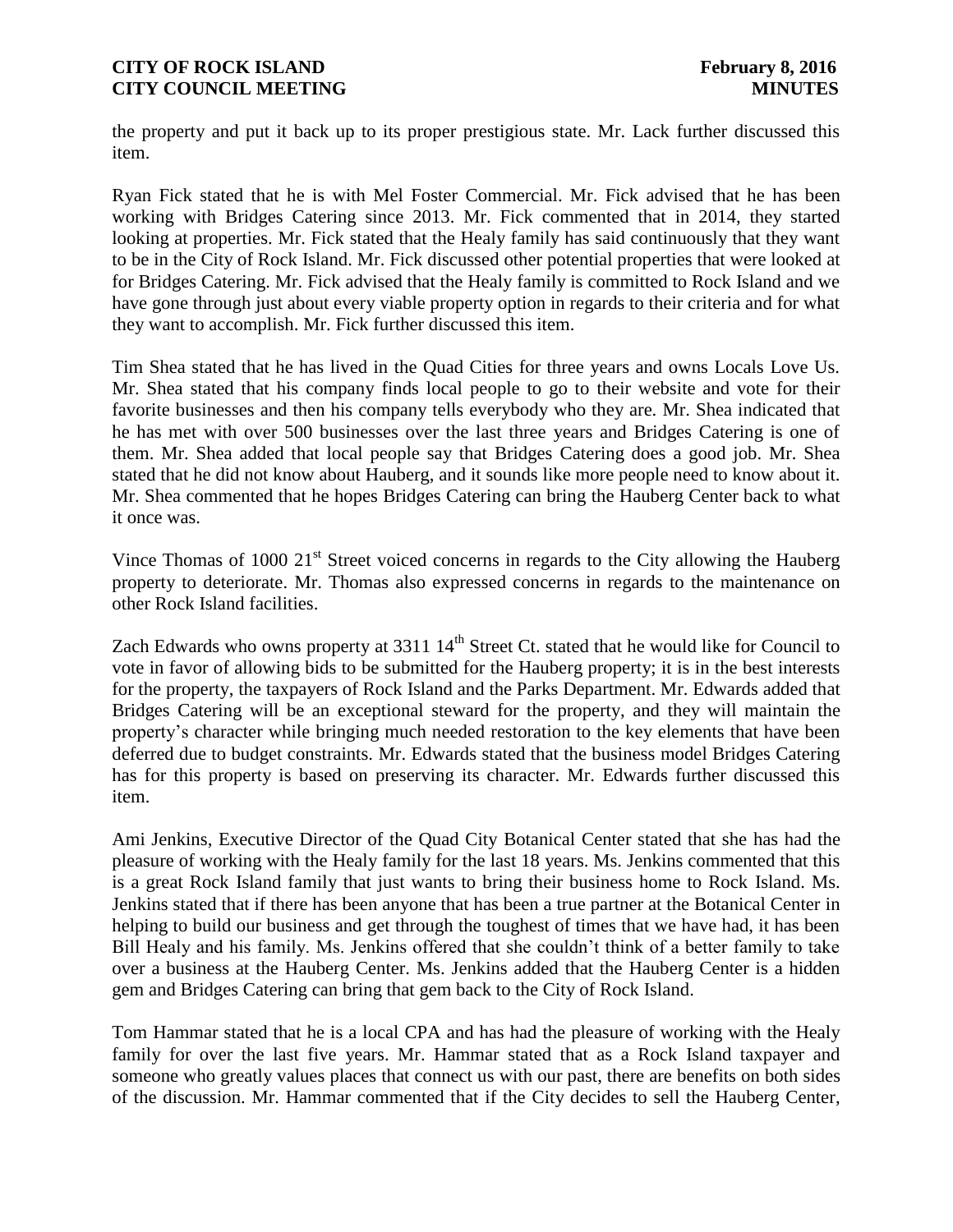the property and put it back up to its proper prestigious state. Mr. Lack further discussed this item.

Ryan Fick stated that he is with Mel Foster Commercial. Mr. Fick advised that he has been working with Bridges Catering since 2013. Mr. Fick commented that in 2014, they started looking at properties. Mr. Fick stated that the Healy family has said continuously that they want to be in the City of Rock Island. Mr. Fick discussed other potential properties that were looked at for Bridges Catering. Mr. Fick advised that the Healy family is committed to Rock Island and we have gone through just about every viable property option in regards to their criteria and for what they want to accomplish. Mr. Fick further discussed this item.

Tim Shea stated that he has lived in the Quad Cities for three years and owns Locals Love Us. Mr. Shea stated that his company finds local people to go to their website and vote for their favorite businesses and then his company tells everybody who they are. Mr. Shea indicated that he has met with over 500 businesses over the last three years and Bridges Catering is one of them. Mr. Shea added that local people say that Bridges Catering does a good job. Mr. Shea stated that he did not know about Hauberg, and it sounds like more people need to know about it. Mr. Shea commented that he hopes Bridges Catering can bring the Hauberg Center back to what it once was.

Vince Thomas of 1000 21st Street voiced concerns in regards to the City allowing the Hauberg property to deteriorate. Mr. Thomas also expressed concerns in regards to the maintenance on other Rock Island facilities.

Zach Edwards who owns property at 3311 14th Street Ct. stated that he would like for Council to vote in favor of allowing bids to be submitted for the Hauberg property; it is in the best interests for the property, the taxpayers of Rock Island and the Parks Department. Mr. Edwards added that Bridges Catering will be an exceptional steward for the property, and they will maintain the property's character while bringing much needed restoration to the key elements that have been deferred due to budget constraints. Mr. Edwards stated that the business model Bridges Catering has for this property is based on preserving its character. Mr. Edwards further discussed this item.

Ami Jenkins, Executive Director of the Quad City Botanical Center stated that she has had the pleasure of working with the Healy family for the last 18 years. Ms. Jenkins commented that this is a great Rock Island family that just wants to bring their business home to Rock Island. Ms. Jenkins stated that if there has been anyone that has been a true partner at the Botanical Center in helping to build our business and get through the toughest of times that we have had, it has been Bill Healy and his family. Ms. Jenkins offered that she couldn't think of a better family to take over a business at the Hauberg Center. Ms. Jenkins added that the Hauberg Center is a hidden gem and Bridges Catering can bring that gem back to the City of Rock Island.

Tom Hammar stated that he is a local CPA and has had the pleasure of working with the Healy family for over the last five years. Mr. Hammar stated that as a Rock Island taxpayer and someone who greatly values places that connect us with our past, there are benefits on both sides of the discussion. Mr. Hammar commented that if the City decides to sell the Hauberg Center,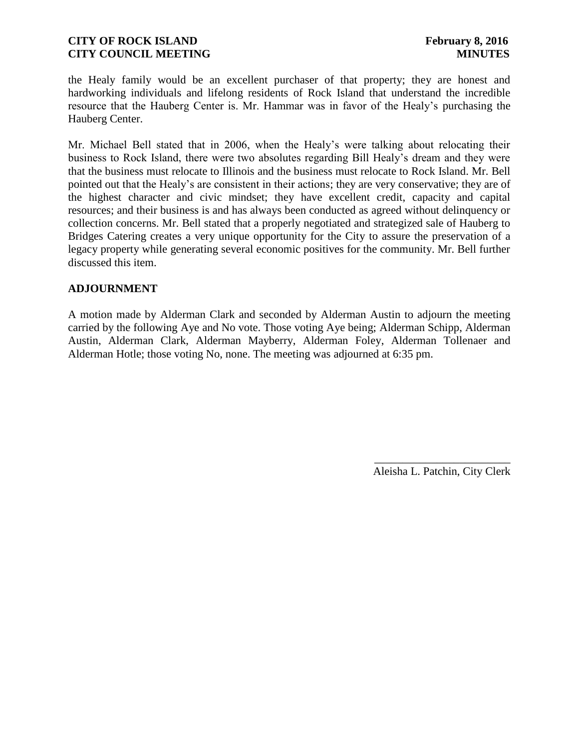the Healy family would be an excellent purchaser of that property; they are honest and hardworking individuals and lifelong residents of Rock Island that understand the incredible resource that the Hauberg Center is. Mr. Hammar was in favor of the Healy's purchasing the Hauberg Center.

Mr. Michael Bell stated that in 2006, when the Healy's were talking about relocating their business to Rock Island, there were two absolutes regarding Bill Healy's dream and they were that the business must relocate to Illinois and the business must relocate to Rock Island. Mr. Bell pointed out that the Healy's are consistent in their actions; they are very conservative; they are of the highest character and civic mindset; they have excellent credit, capacity and capital resources; and their business is and has always been conducted as agreed without delinquency or collection concerns. Mr. Bell stated that a properly negotiated and strategized sale of Hauberg to Bridges Catering creates a very unique opportunity for the City to assure the preservation of a legacy property while generating several economic positives for the community. Mr. Bell further discussed this item.

## ADJOURNMENT

A motion made by Alderman Clark and seconded by Alderman Austin to adjourn the meeting carried by the following Aye and No vote. Those voting Aye being; Alderman Schipp, Alderman Austin, Alderman Clark, Alderman Mayberry, Alderman Foley, Alderman Tollenaer and Alderman Hotle; those voting No, none. The meeting was adjourned at 6:35 pm.

\_\_\_\_\_\_\_\_\_\_\_\_\_\_\_\_\_\_\_\_\_\_\_\_

Aleisha L. Patchin, City Clerk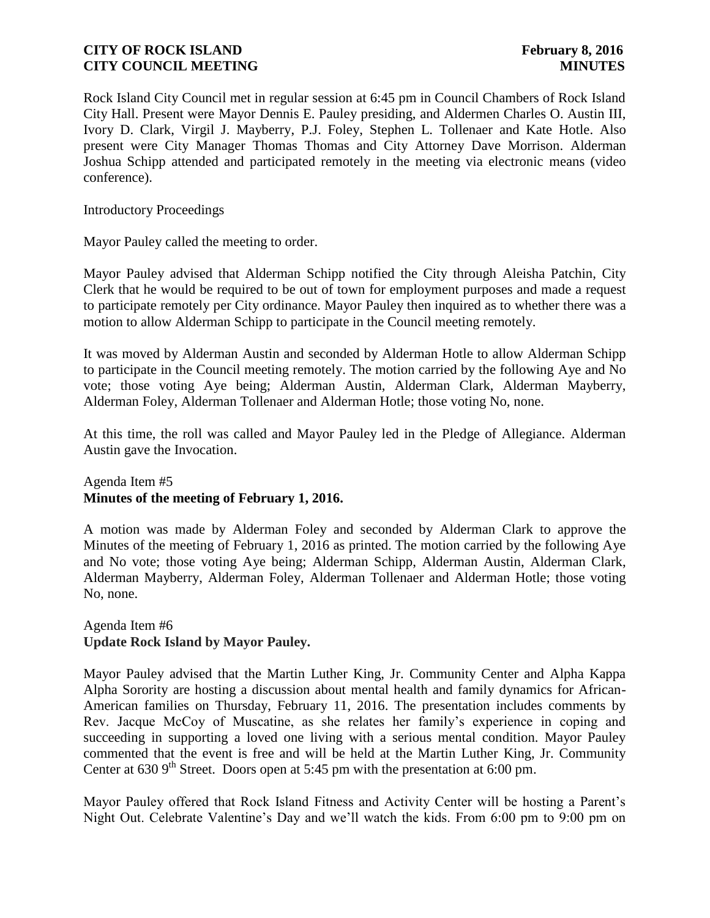Rock Island City Council met in regular session at 6:45 pm in Council Chambers of Rock Island City Hall. Present were Mayor Dennis E. Pauley presiding, and Aldermen Charles O. Austin III, Ivory D. Clark, Virgil J. Mayberry, P.J. Foley, Stephen L. Tollenaer and Kate Hotle. Also present were City Manager Thomas Thomas and City Attorney Dave Morrison. Alderman Joshua Schipp attended and participated remotely in the meeting via electronic means (video conference).

Introductory Proceedings

Mayor Pauley called the meeting to order.

Mayor Pauley advised that Alderman Schipp notified the City through Aleisha Patchin, City Clerk that he would be required to be out of town for employment purposes and made a request to participate remotely per City ordinance. Mayor Pauley then inquired as to whether there was a motion to allow Alderman Schipp to participate in the Council meeting remotely.

It was moved by Alderman Austin and seconded by Alderman Hotle to allow Alderman Schipp to participate in the Council meeting remotely. The motion carried by the following Aye and No vote; those voting Aye being; Alderman Austin, Alderman Clark, Alderman Mayberry, Alderman Foley, Alderman Tollenaer and Alderman Hotle; those voting No, none.

At this time, the roll was called and Mayor Pauley led in the Pledge of Allegiance. Alderman Austin gave the Invocation.

Agenda Item #5
**Minutes of the meeting of February 1, 2016.**

A motion was made by Alderman Foley and seconded by Alderman Clark to approve the Minutes of the meeting of February 1, 2016 as printed. The motion carried by the following Aye and No vote; those voting Aye being; Alderman Schipp, Alderman Austin, Alderman Clark, Alderman Mayberry, Alderman Foley, Alderman Tollenaer and Alderman Hotle; those voting No, none.

Agenda Item #6
**Update Rock Island by Mayor Pauley.**

Mayor Pauley advised that the Martin Luther King, Jr. Community Center and Alpha Kappa Alpha Sorority are hosting a discussion about mental health and family dynamics for African-American families on Thursday, February 11, 2016. The presentation includes comments by Rev. Jacque McCoy of Muscatine, as she relates her family's experience in coping and succeeding in supporting a loved one living with a serious mental condition. Mayor Pauley commented that the event is free and will be held at the Martin Luther King, Jr. Community Center at 630 9th Street. Doors open at 5:45 pm with the presentation at 6:00 pm.

Mayor Pauley offered that Rock Island Fitness and Activity Center will be hosting a Parent's Night Out. Celebrate Valentine's Day and we'll watch the kids. From 6:00 pm to 9:00 pm on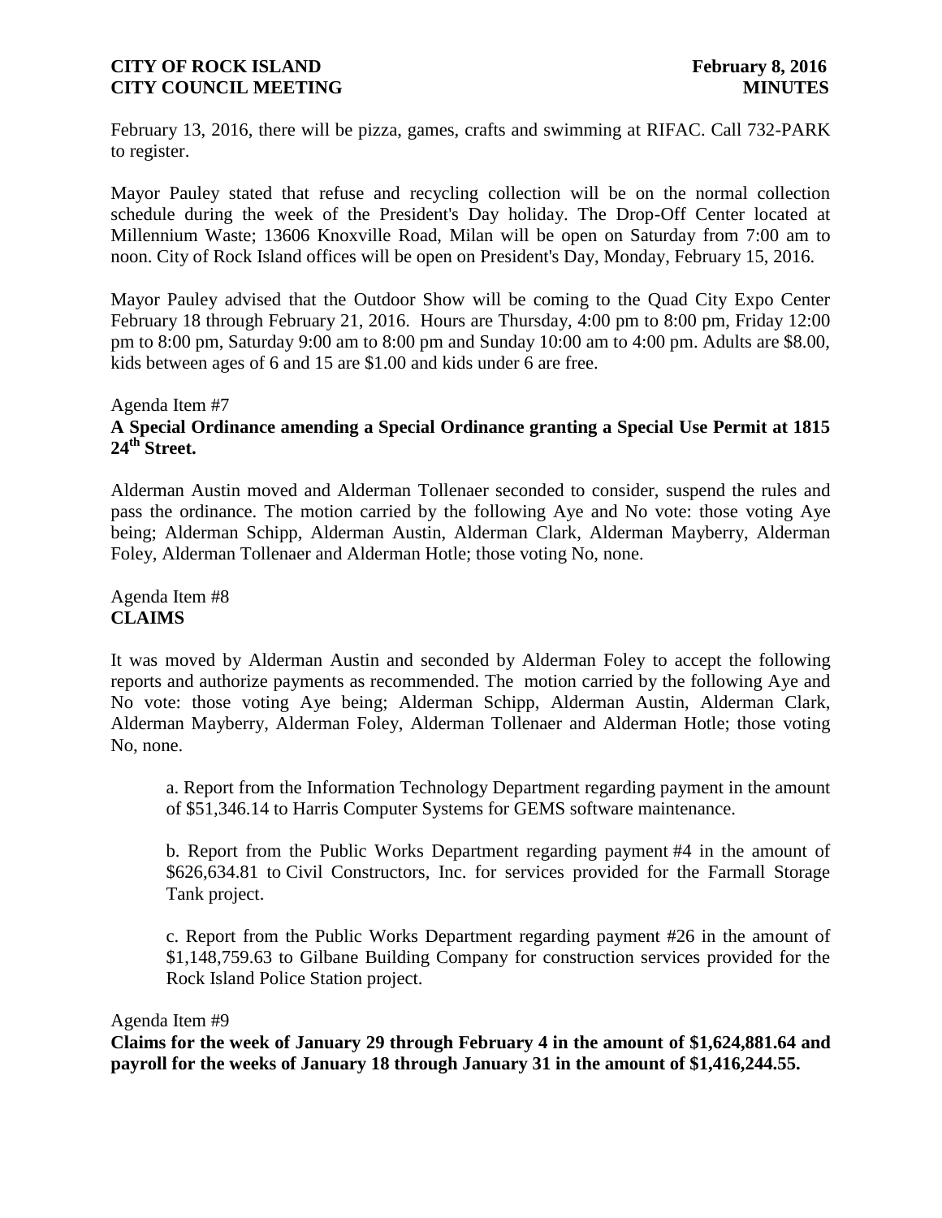February 13, 2016, there will be pizza, games, crafts and swimming at RIFAC. Call 732-PARK to register.

Mayor Pauley stated that refuse and recycling collection will be on the normal collection schedule during the week of the President's Day holiday. The Drop-Off Center located at Millennium Waste; 13606 Knoxville Road, Milan will be open on Saturday from 7:00 am to noon. City of Rock Island offices will be open on President's Day, Monday, February 15, 2016.

Mayor Pauley advised that the Outdoor Show will be coming to the Quad City Expo Center February 18 through February 21, 2016. Hours are Thursday, 4:00 pm to 8:00 pm, Friday 12:00 pm to 8:00 pm, Saturday 9:00 am to 8:00 pm and Sunday 10:00 am to 4:00 pm. Adults are $8.00, kids between ages of 6 and 15 are $1.00 and kids under 6 are free.

Agenda Item #7
**A Special Ordinance amending a Special Ordinance granting a Special Use Permit at 1815 24th Street.**

Alderman Austin moved and Alderman Tollenaer seconded to consider, suspend the rules and pass the ordinance. The motion carried by the following Aye and No vote: those voting Aye being; Alderman Schipp, Alderman Austin, Alderman Clark, Alderman Mayberry, Alderman Foley, Alderman Tollenaer and Alderman Hotle; those voting No, none.

Agenda Item #8
**CLAIMS**

It was moved by Alderman Austin and seconded by Alderman Foley to accept the following reports and authorize payments as recommended. The motion carried by the following Aye and No vote: those voting Aye being; Alderman Schipp, Alderman Austin, Alderman Clark, Alderman Mayberry, Alderman Foley, Alderman Tollenaer and Alderman Hotle; those voting No, none.

a. Report from the Information Technology Department regarding payment in the amount of $51,346.14 to Harris Computer Systems for GEMS software maintenance.

b. Report from the Public Works Department regarding payment #4 in the amount of $626,634.81 to Civil Constructors, Inc. for services provided for the Farmall Storage Tank project.

c. Report from the Public Works Department regarding payment #26 in the amount of $1,148,759.63 to Gilbane Building Company for construction services provided for the Rock Island Police Station project.

Agenda Item #9
**Claims for the week of January 29 through February 4 in the amount of $1,624,881.64 and payroll for the weeks of January 18 through January 31 in the amount of $1,416,244.55.**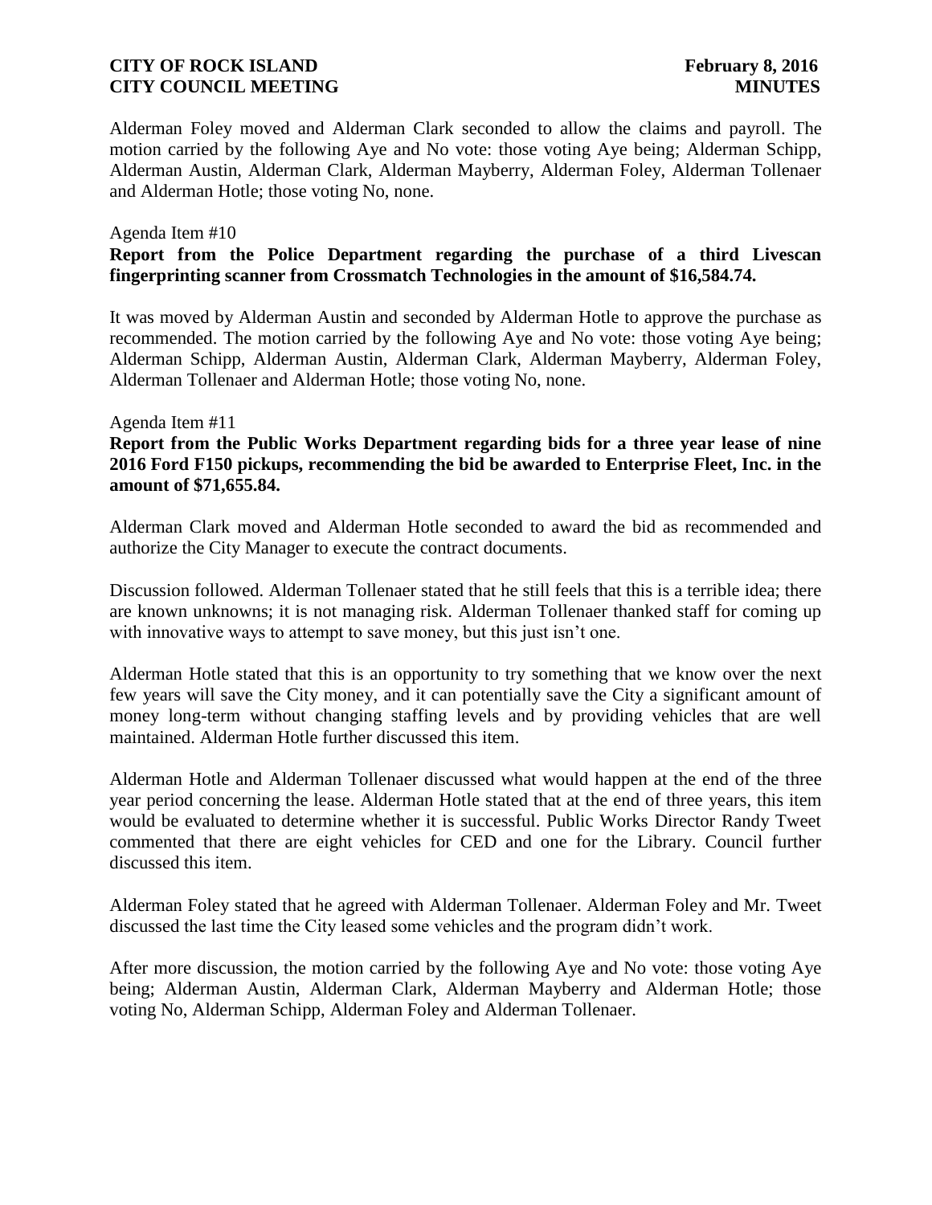Alderman Foley moved and Alderman Clark seconded to allow the claims and payroll. The motion carried by the following Aye and No vote: those voting Aye being; Alderman Schipp, Alderman Austin, Alderman Clark, Alderman Mayberry, Alderman Foley, Alderman Tollenaer and Alderman Hotle; those voting No, none.

Agenda Item #10

**Report from the Police Department regarding the purchase of a third Livescan fingerprinting scanner from Crossmatch Technologies in the amount of $16,584.74.**

It was moved by Alderman Austin and seconded by Alderman Hotle to approve the purchase as recommended. The motion carried by the following Aye and No vote: those voting Aye being; Alderman Schipp, Alderman Austin, Alderman Clark, Alderman Mayberry, Alderman Foley, Alderman Tollenaer and Alderman Hotle; those voting No, none.

Agenda Item #11

**Report from the Public Works Department regarding bids for a three year lease of nine 2016 Ford F150 pickups, recommending the bid be awarded to Enterprise Fleet, Inc. in the amount of $71,655.84.**

Alderman Clark moved and Alderman Hotle seconded to award the bid as recommended and authorize the City Manager to execute the contract documents.

Discussion followed. Alderman Tollenaer stated that he still feels that this is a terrible idea; there are known unknowns; it is not managing risk. Alderman Tollenaer thanked staff for coming up with innovative ways to attempt to save money, but this just isn't one.

Alderman Hotle stated that this is an opportunity to try something that we know over the next few years will save the City money, and it can potentially save the City a significant amount of money long-term without changing staffing levels and by providing vehicles that are well maintained. Alderman Hotle further discussed this item.

Alderman Hotle and Alderman Tollenaer discussed what would happen at the end of the three year period concerning the lease. Alderman Hotle stated that at the end of three years, this item would be evaluated to determine whether it is successful. Public Works Director Randy Tweet commented that there are eight vehicles for CED and one for the Library. Council further discussed this item.

Alderman Foley stated that he agreed with Alderman Tollenaer. Alderman Foley and Mr. Tweet discussed the last time the City leased some vehicles and the program didn't work.

After more discussion, the motion carried by the following Aye and No vote: those voting Aye being; Alderman Austin, Alderman Clark, Alderman Mayberry and Alderman Hotle; those voting No, Alderman Schipp, Alderman Foley and Alderman Tollenaer.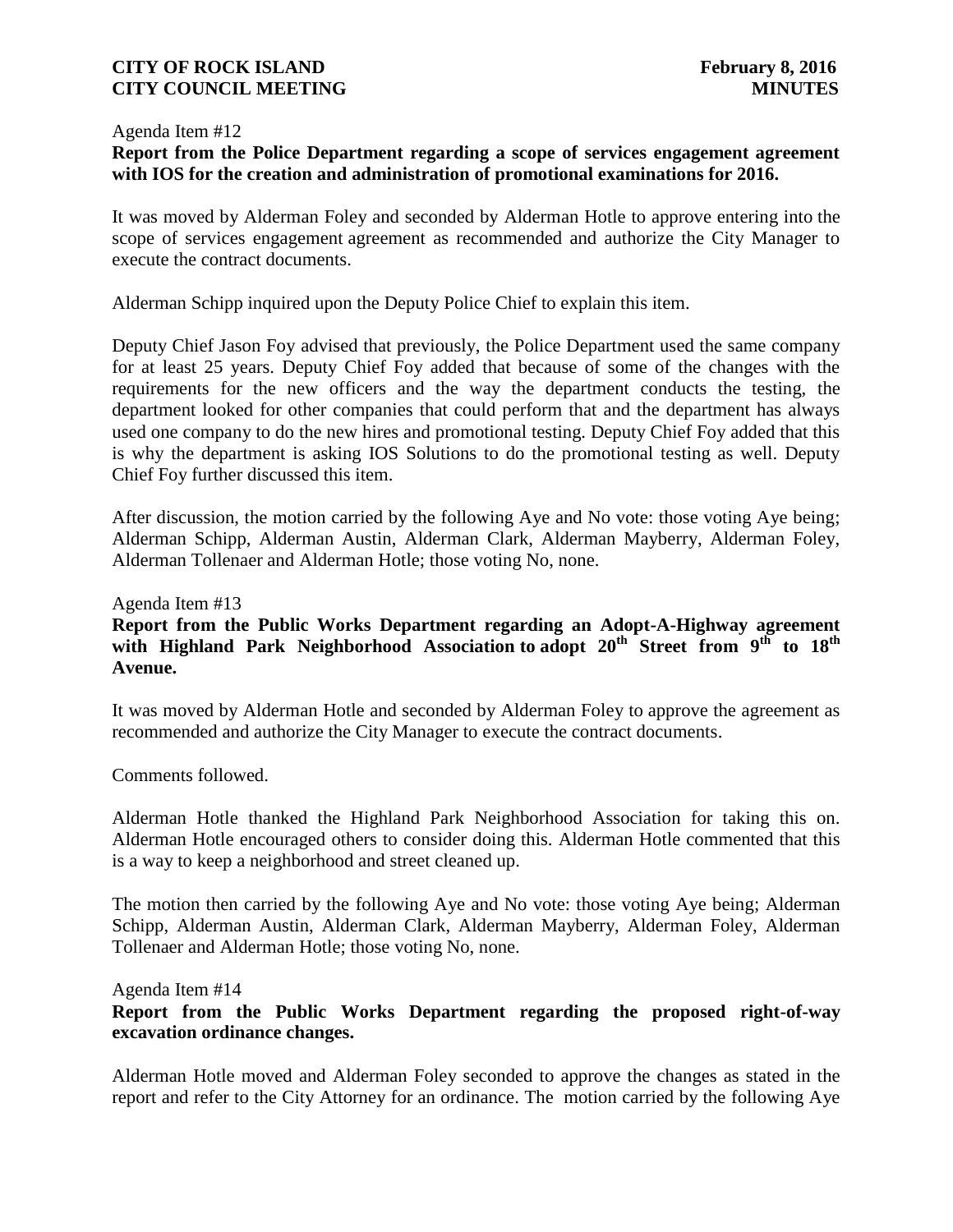Agenda Item #12

**Report from the Police Department regarding a scope of services engagement agreement with IOS for the creation and administration of promotional examinations for 2016.**

It was moved by Alderman Foley and seconded by Alderman Hotle to approve entering into the scope of services engagement agreement as recommended and authorize the City Manager to execute the contract documents.

Alderman Schipp inquired upon the Deputy Police Chief to explain this item.

Deputy Chief Jason Foy advised that previously, the Police Department used the same company for at least 25 years. Deputy Chief Foy added that because of some of the changes with the requirements for the new officers and the way the department conducts the testing, the department looked for other companies that could perform that and the department has always used one company to do the new hires and promotional testing. Deputy Chief Foy added that this is why the department is asking IOS Solutions to do the promotional testing as well. Deputy Chief Foy further discussed this item.

After discussion, the motion carried by the following Aye and No vote: those voting Aye being; Alderman Schipp, Alderman Austin, Alderman Clark, Alderman Mayberry, Alderman Foley, Alderman Tollenaer and Alderman Hotle; those voting No, none.

Agenda Item #13

**Report from the Public Works Department regarding an Adopt-A-Highway agreement with Highland Park Neighborhood Association to adopt 20th Street from 9th to 18th Avenue.**

It was moved by Alderman Hotle and seconded by Alderman Foley to approve the agreement as recommended and authorize the City Manager to execute the contract documents.

Comments followed.

Alderman Hotle thanked the Highland Park Neighborhood Association for taking this on. Alderman Hotle encouraged others to consider doing this. Alderman Hotle commented that this is a way to keep a neighborhood and street cleaned up.

The motion then carried by the following Aye and No vote: those voting Aye being; Alderman Schipp, Alderman Austin, Alderman Clark, Alderman Mayberry, Alderman Foley, Alderman Tollenaer and Alderman Hotle; those voting No, none.

Agenda Item #14

**Report from the Public Works Department regarding the proposed right-of-way excavation ordinance changes.**

Alderman Hotle moved and Alderman Foley seconded to approve the changes as stated in the report and refer to the City Attorney for an ordinance. The motion carried by the following Aye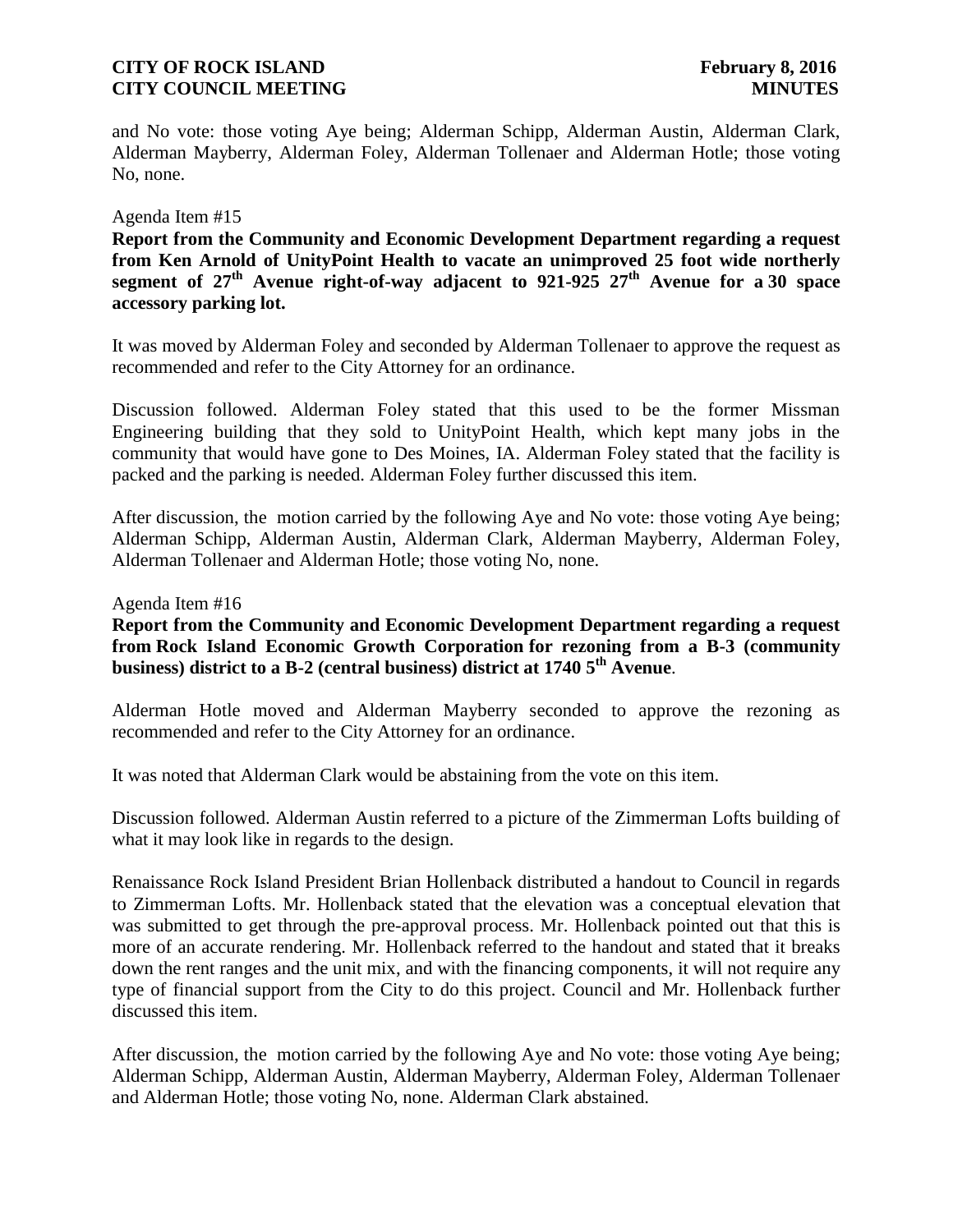and No vote: those voting Aye being; Alderman Schipp, Alderman Austin, Alderman Clark, Alderman Mayberry, Alderman Foley, Alderman Tollenaer and Alderman Hotle; those voting No, none.

Agenda Item #15

**Report from the Community and Economic Development Department regarding a request from Ken Arnold of UnityPoint Health to vacate an unimproved 25 foot wide northerly segment of 27th Avenue right-of-way adjacent to 921-925 27th Avenue for a 30 space accessory parking lot.**

It was moved by Alderman Foley and seconded by Alderman Tollenaer to approve the request as recommended and refer to the City Attorney for an ordinance.

Discussion followed. Alderman Foley stated that this used to be the former Missman Engineering building that they sold to UnityPoint Health, which kept many jobs in the community that would have gone to Des Moines, IA. Alderman Foley stated that the facility is packed and the parking is needed. Alderman Foley further discussed this item.

After discussion, the motion carried by the following Aye and No vote: those voting Aye being; Alderman Schipp, Alderman Austin, Alderman Clark, Alderman Mayberry, Alderman Foley, Alderman Tollenaer and Alderman Hotle; those voting No, none.

Agenda Item #16

**Report from the Community and Economic Development Department regarding a request from Rock Island Economic Growth Corporation for rezoning from a B-3 (community business) district to a B-2 (central business) district at 1740 5th Avenue**.

Alderman Hotle moved and Alderman Mayberry seconded to approve the rezoning as recommended and refer to the City Attorney for an ordinance.

It was noted that Alderman Clark would be abstaining from the vote on this item.

Discussion followed. Alderman Austin referred to a picture of the Zimmerman Lofts building of what it may look like in regards to the design.

Renaissance Rock Island President Brian Hollenback distributed a handout to Council in regards to Zimmerman Lofts. Mr. Hollenback stated that the elevation was a conceptual elevation that was submitted to get through the pre-approval process. Mr. Hollenback pointed out that this is more of an accurate rendering. Mr. Hollenback referred to the handout and stated that it breaks down the rent ranges and the unit mix, and with the financing components, it will not require any type of financial support from the City to do this project. Council and Mr. Hollenback further discussed this item.

After discussion, the motion carried by the following Aye and No vote: those voting Aye being; Alderman Schipp, Alderman Austin, Alderman Mayberry, Alderman Foley, Alderman Tollenaer and Alderman Hotle; those voting No, none. Alderman Clark abstained.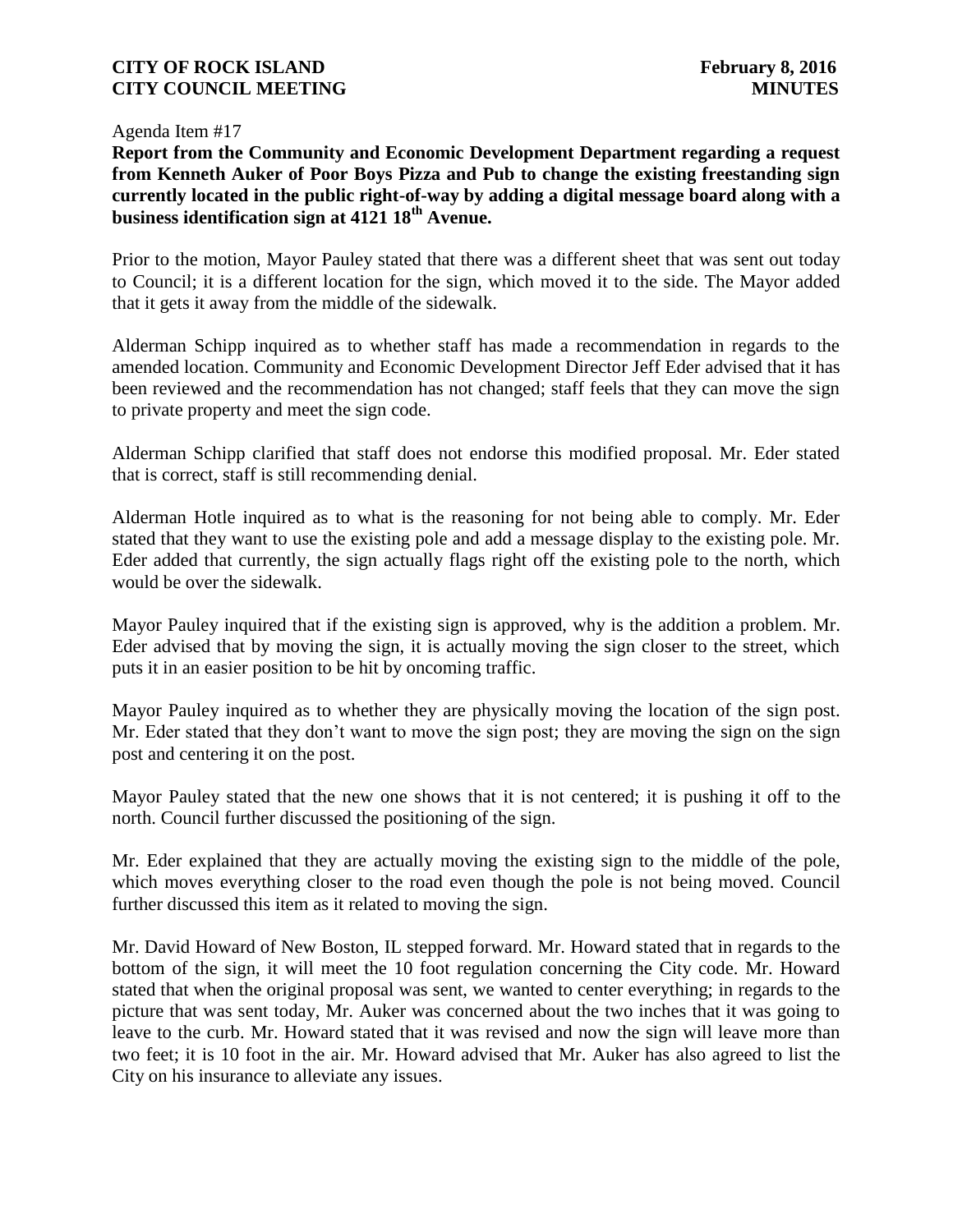Agenda Item #17

**Report from the Community and Economic Development Department regarding a request from Kenneth Auker of Poor Boys Pizza and Pub to change the existing freestanding sign currently located in the public right-of-way by adding a digital message board along with a business identification sign at 4121 18th Avenue.**

Prior to the motion, Mayor Pauley stated that there was a different sheet that was sent out today to Council; it is a different location for the sign, which moved it to the side. The Mayor added that it gets it away from the middle of the sidewalk.

Alderman Schipp inquired as to whether staff has made a recommendation in regards to the amended location. Community and Economic Development Director Jeff Eder advised that it has been reviewed and the recommendation has not changed; staff feels that they can move the sign to private property and meet the sign code.

Alderman Schipp clarified that staff does not endorse this modified proposal. Mr. Eder stated that is correct, staff is still recommending denial.

Alderman Hotle inquired as to what is the reasoning for not being able to comply. Mr. Eder stated that they want to use the existing pole and add a message display to the existing pole. Mr. Eder added that currently, the sign actually flags right off the existing pole to the north, which would be over the sidewalk.

Mayor Pauley inquired that if the existing sign is approved, why is the addition a problem. Mr. Eder advised that by moving the sign, it is actually moving the sign closer to the street, which puts it in an easier position to be hit by oncoming traffic.

Mayor Pauley inquired as to whether they are physically moving the location of the sign post. Mr. Eder stated that they don't want to move the sign post; they are moving the sign on the sign post and centering it on the post.

Mayor Pauley stated that the new one shows that it is not centered; it is pushing it off to the north. Council further discussed the positioning of the sign.

Mr. Eder explained that they are actually moving the existing sign to the middle of the pole, which moves everything closer to the road even though the pole is not being moved. Council further discussed this item as it related to moving the sign.

Mr. David Howard of New Boston, IL stepped forward. Mr. Howard stated that in regards to the bottom of the sign, it will meet the 10 foot regulation concerning the City code. Mr. Howard stated that when the original proposal was sent, we wanted to center everything; in regards to the picture that was sent today, Mr. Auker was concerned about the two inches that it was going to leave to the curb. Mr. Howard stated that it was revised and now the sign will leave more than two feet; it is 10 foot in the air. Mr. Howard advised that Mr. Auker has also agreed to list the City on his insurance to alleviate any issues.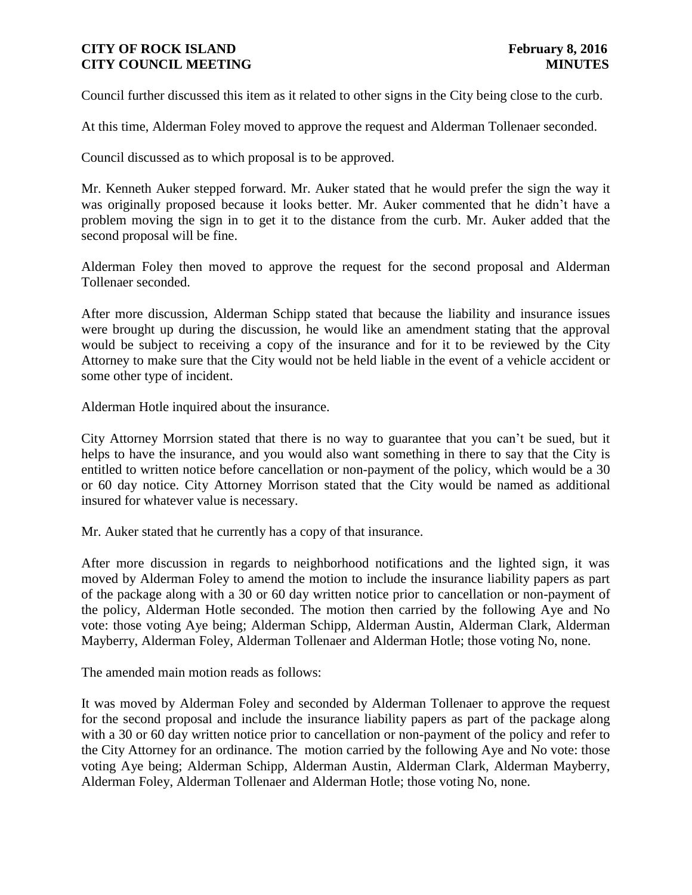Council further discussed this item as it related to other signs in the City being close to the curb.

At this time, Alderman Foley moved to approve the request and Alderman Tollenaer seconded.

Council discussed as to which proposal is to be approved.

Mr. Kenneth Auker stepped forward. Mr. Auker stated that he would prefer the sign the way it was originally proposed because it looks better. Mr. Auker commented that he didn't have a problem moving the sign in to get it to the distance from the curb. Mr. Auker added that the second proposal will be fine.

Alderman Foley then moved to approve the request for the second proposal and Alderman Tollenaer seconded.

After more discussion, Alderman Schipp stated that because the liability and insurance issues were brought up during the discussion, he would like an amendment stating that the approval would be subject to receiving a copy of the insurance and for it to be reviewed by the City Attorney to make sure that the City would not be held liable in the event of a vehicle accident or some other type of incident.

Alderman Hotle inquired about the insurance.

City Attorney Morrsion stated that there is no way to guarantee that you can't be sued, but it helps to have the insurance, and you would also want something in there to say that the City is entitled to written notice before cancellation or non-payment of the policy, which would be a 30 or 60 day notice. City Attorney Morrison stated that the City would be named as additional insured for whatever value is necessary.

Mr. Auker stated that he currently has a copy of that insurance.

After more discussion in regards to neighborhood notifications and the lighted sign, it was moved by Alderman Foley to amend the motion to include the insurance liability papers as part of the package along with a 30 or 60 day written notice prior to cancellation or non-payment of the policy, Alderman Hotle seconded. The motion then carried by the following Aye and No vote: those voting Aye being; Alderman Schipp, Alderman Austin, Alderman Clark, Alderman Mayberry, Alderman Foley, Alderman Tollenaer and Alderman Hotle; those voting No, none.

The amended main motion reads as follows:

It was moved by Alderman Foley and seconded by Alderman Tollenaer to approve the request for the second proposal and include the insurance liability papers as part of the package along with a 30 or 60 day written notice prior to cancellation or non-payment of the policy and refer to the City Attorney for an ordinance. The motion carried by the following Aye and No vote: those voting Aye being; Alderman Schipp, Alderman Austin, Alderman Clark, Alderman Mayberry, Alderman Foley, Alderman Tollenaer and Alderman Hotle; those voting No, none.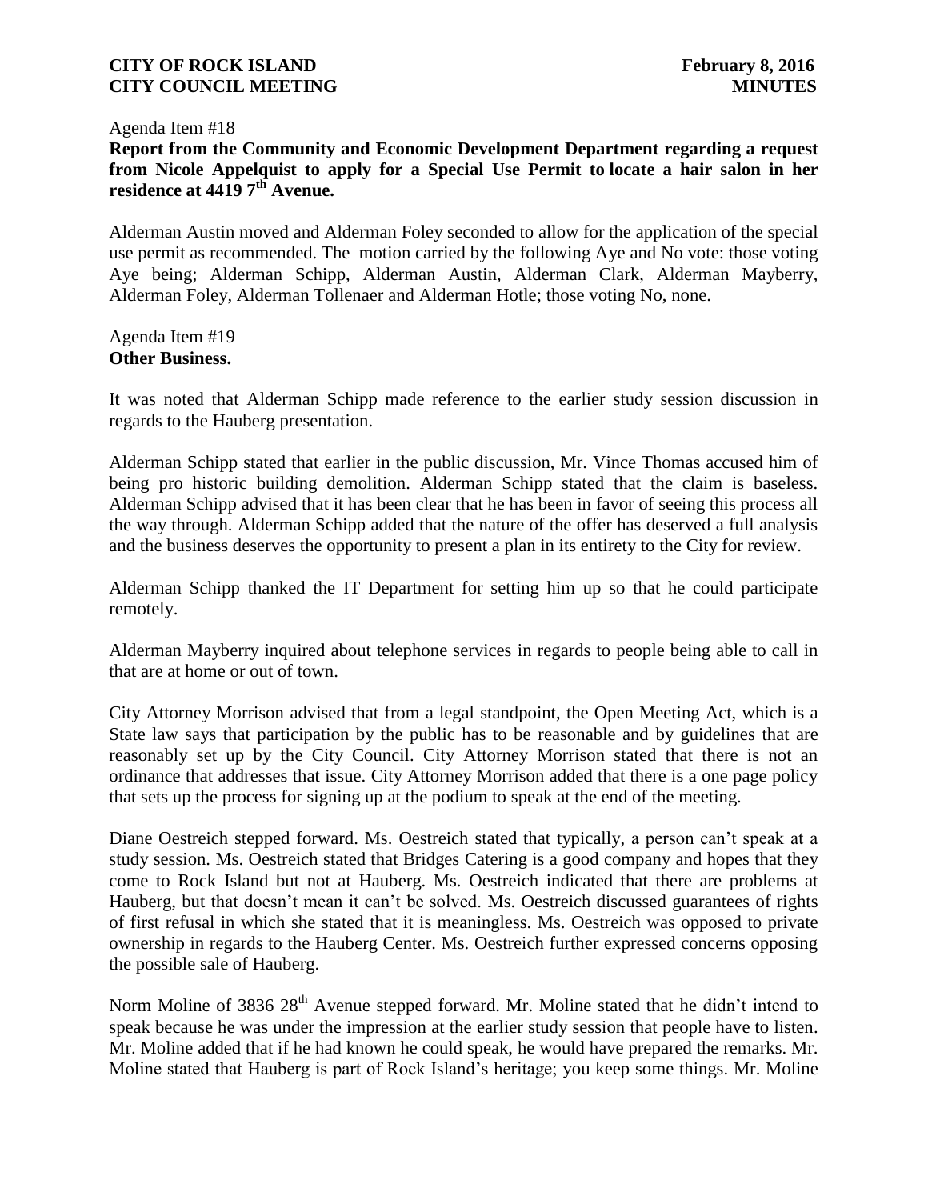Agenda Item #18

**Report from the Community and Economic Development Department regarding a request from Nicole Appelquist to apply for a Special Use Permit to locate a hair salon in her residence at 4419 7th Avenue.**

Alderman Austin moved and Alderman Foley seconded to allow for the application of the special use permit as recommended. The motion carried by the following Aye and No vote: those voting Aye being; Alderman Schipp, Alderman Austin, Alderman Clark, Alderman Mayberry, Alderman Foley, Alderman Tollenaer and Alderman Hotle; those voting No, none.

Agenda Item #19

**Other Business.**

It was noted that Alderman Schipp made reference to the earlier study session discussion in regards to the Hauberg presentation.

Alderman Schipp stated that earlier in the public discussion, Mr. Vince Thomas accused him of being pro historic building demolition. Alderman Schipp stated that the claim is baseless. Alderman Schipp advised that it has been clear that he has been in favor of seeing this process all the way through. Alderman Schipp added that the nature of the offer has deserved a full analysis and the business deserves the opportunity to present a plan in its entirety to the City for review.

Alderman Schipp thanked the IT Department for setting him up so that he could participate remotely.

Alderman Mayberry inquired about telephone services in regards to people being able to call in that are at home or out of town.

City Attorney Morrison advised that from a legal standpoint, the Open Meeting Act, which is a State law says that participation by the public has to be reasonable and by guidelines that are reasonably set up by the City Council. City Attorney Morrison stated that there is not an ordinance that addresses that issue. City Attorney Morrison added that there is a one page policy that sets up the process for signing up at the podium to speak at the end of the meeting.

Diane Oestreich stepped forward. Ms. Oestreich stated that typically, a person can't speak at a study session. Ms. Oestreich stated that Bridges Catering is a good company and hopes that they come to Rock Island but not at Hauberg. Ms. Oestreich indicated that there are problems at Hauberg, but that doesn't mean it can't be solved. Ms. Oestreich discussed guarantees of rights of first refusal in which she stated that it is meaningless. Ms. Oestreich was opposed to private ownership in regards to the Hauberg Center. Ms. Oestreich further expressed concerns opposing the possible sale of Hauberg.

Norm Moline of 3836 28th Avenue stepped forward. Mr. Moline stated that he didn't intend to speak because he was under the impression at the earlier study session that people have to listen. Mr. Moline added that if he had known he could speak, he would have prepared the remarks. Mr. Moline stated that Hauberg is part of Rock Island's heritage; you keep some things. Mr. Moline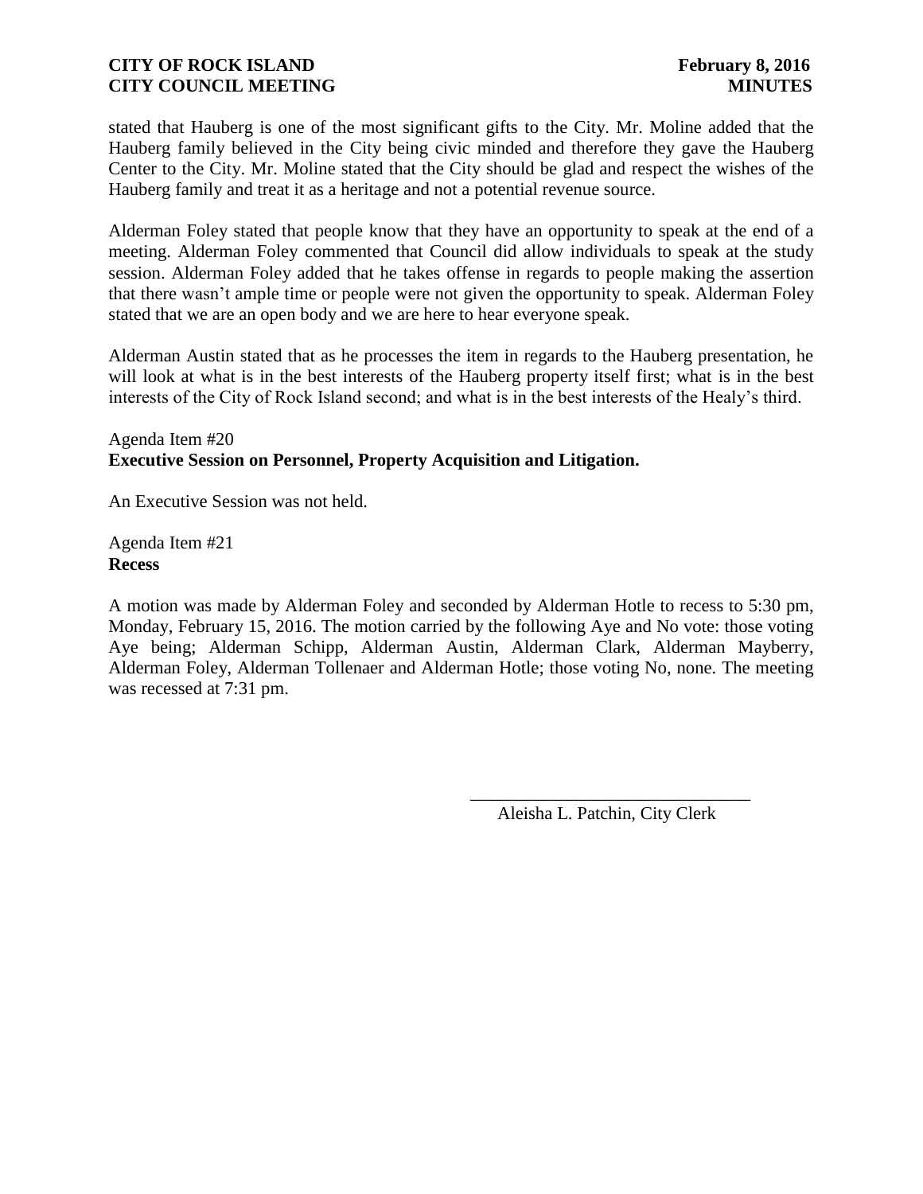stated that Hauberg is one of the most significant gifts to the City. Mr. Moline added that the Hauberg family believed in the City being civic minded and therefore they gave the Hauberg Center to the City. Mr. Moline stated that the City should be glad and respect the wishes of the Hauberg family and treat it as a heritage and not a potential revenue source.

Alderman Foley stated that people know that they have an opportunity to speak at the end of a meeting. Alderman Foley commented that Council did allow individuals to speak at the study session. Alderman Foley added that he takes offense in regards to people making the assertion that there wasn't ample time or people were not given the opportunity to speak. Alderman Foley stated that we are an open body and we are here to hear everyone speak.

Alderman Austin stated that as he processes the item in regards to the Hauberg presentation, he will look at what is in the best interests of the Hauberg property itself first; what is in the best interests of the City of Rock Island second; and what is in the best interests of the Healy's third.

Agenda Item #20
**Executive Session on Personnel, Property Acquisition and Litigation.**

An Executive Session was not held.

Agenda Item #21
**Recess**

A motion was made by Alderman Foley and seconded by Alderman Hotle to recess to 5:30 pm, Monday, February 15, 2016. The motion carried by the following Aye and No vote: those voting Aye being; Alderman Schipp, Alderman Austin, Alderman Clark, Alderman Mayberry, Alderman Foley, Alderman Tollenaer and Alderman Hotle; those voting No, none. The meeting was recessed at 7:31 pm.

\_\_\_\_\_\_\_\_\_\_\_\_\_\_\_\_\_\_\_\_\_\_\_\_\_\_\_\_\_\_
Aleisha L. Patchin, City Clerk